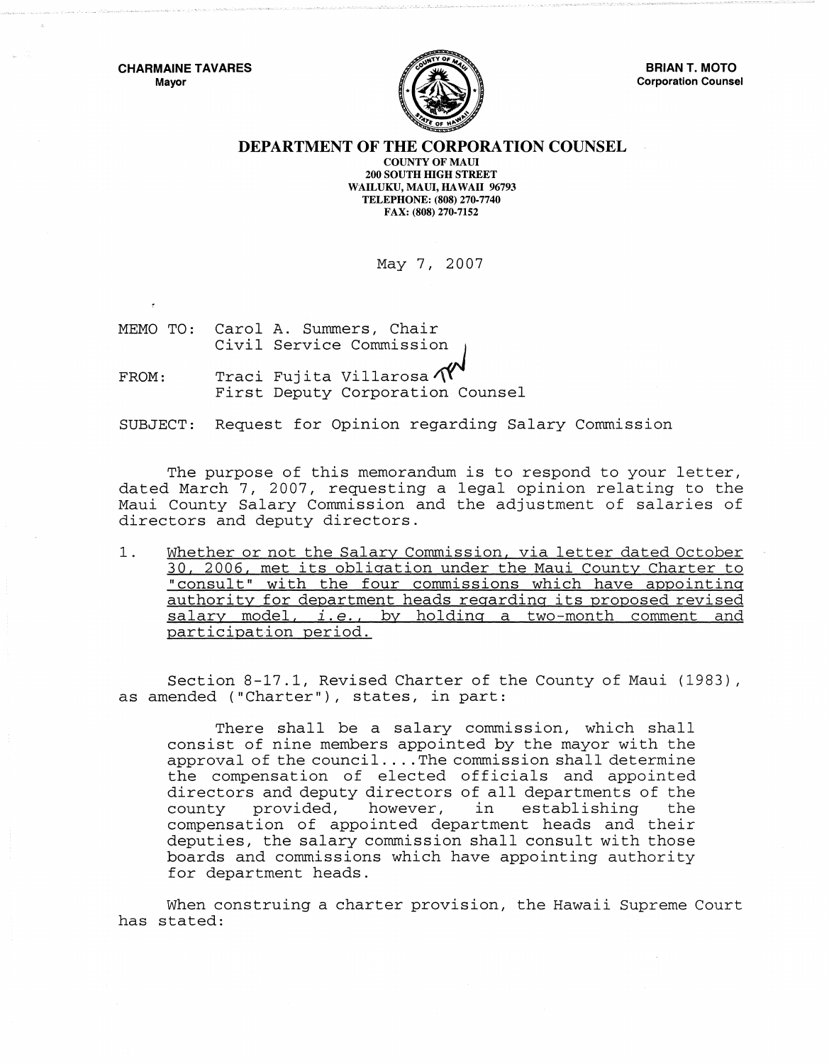**CHARMAINE TAVARES**
Mayor

**BRIAN T. MOTO**
Corporation Counsel

# DEPARTMENT OF THE CORPORATION COUNSEL

**COUNTY OF MAUI**
**200 SOUTH HIGH STREET**
**WAILUKU, MAUI, HAWAII 96793**
**TELEPHONE: (808) 270-7740**
**FAX: (808) 270-7152**

May 7, 2007

MEMO TO: Carol A. Summers, Chair
Civil Service Commission

FROM: Traci Fujita Villarosa
First Deputy Corporation Counsel

SUBJECT: Request for Opinion regarding Salary Commission

The purpose of this memorandum is to respond to your letter, dated March 7, 2007, requesting a legal opinion relating to the Maui County Salary Commission and the adjustment of salaries of directors and deputy directors.

1. Whether or not the Salary Commission, via letter dated October 30, 2006, met its obligation under the Maui County Charter to "consult" with the four commissions which have appointing authority for department heads regarding its proposed revised salary model, *i.e.*, by holding a two-month comment and participation period.

Section 8-17.1, Revised Charter of the County of Maui (1983), as amended ("Charter"), states, in part:

> There shall be a salary commission, which shall consist of nine members appointed by the mayor with the approval of the council....The commission shall determine the compensation of elected officials and appointed directors and deputy directors of all departments of the county provided, however, in establishing the compensation of appointed department heads and their deputies, the salary commission shall consult with those boards and commissions which have appointing authority for department heads.

When construing a charter provision, the Hawaii Supreme Court has stated: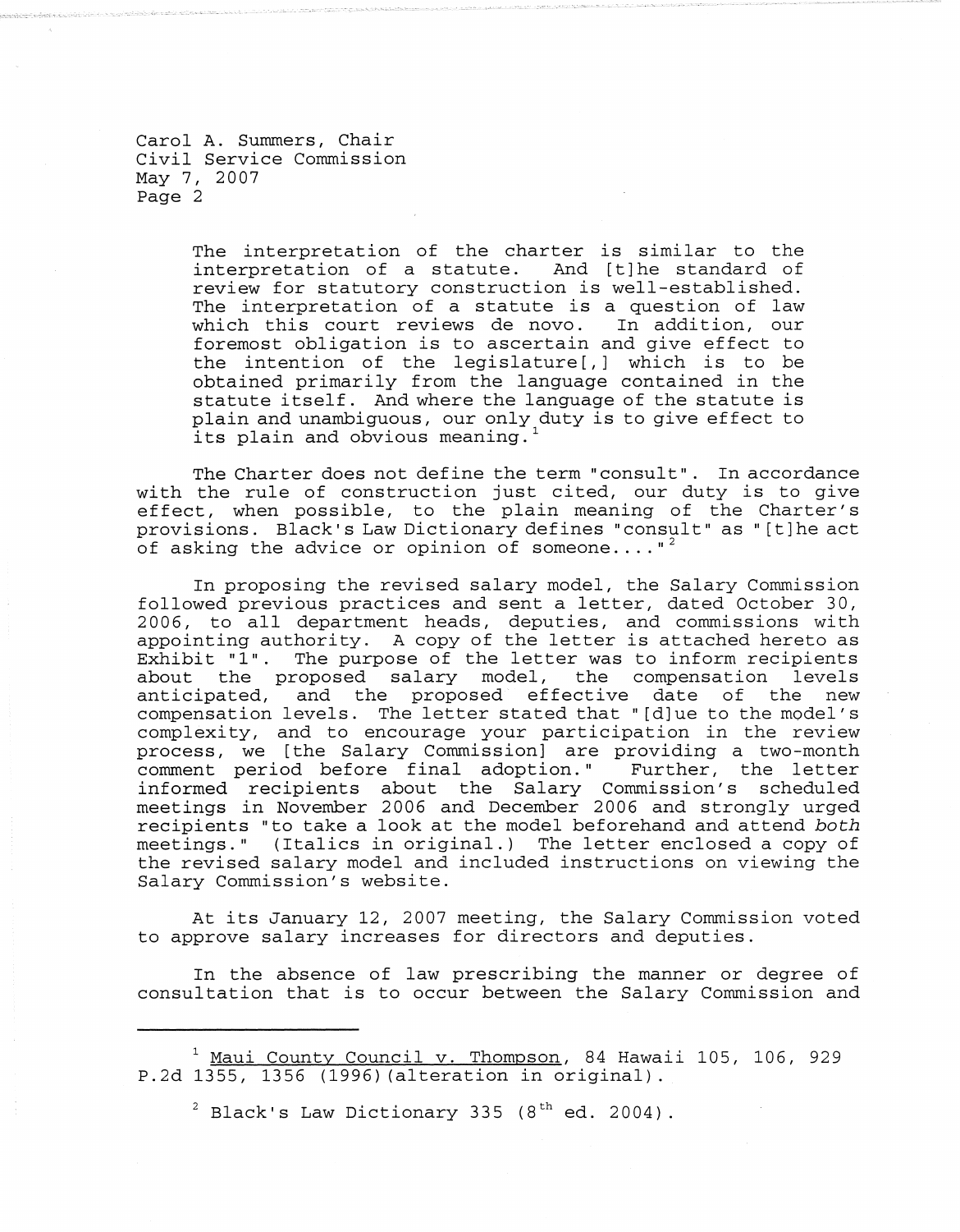> The interpretation of the charter is similar to the interpretation of a statute. And [t]he standard of review for statutory construction is well-established. The interpretation of a statute is a question of law which this court reviews de novo. In addition, our foremost obligation is to ascertain and give effect to the intention of the legislature[,] which is to be obtained primarily from the language contained in the statute itself. And where the language of the statute is plain and unambiguous, our only duty is to give effect to its plain and obvious meaning.[1]

The Charter does not define the term "consult". In accordance with the rule of construction just cited, our duty is to give effect, when possible, to the plain meaning of the Charter's provisions. Black's Law Dictionary defines "consult" as "[t]he act of asking the advice or opinion of someone...."[2]

In proposing the revised salary model, the Salary Commission followed previous practices and sent a letter, dated October 30, 2006, to all department heads, deputies, and commissions with appointing authority. A copy of the letter is attached hereto as Exhibit "1". The purpose of the letter was to inform recipients about the proposed salary model, the compensation levels anticipated, and the proposed effective date of the new compensation levels. The letter stated that "[d]ue to the model's complexity, and to encourage your participation in the review process, we [the Salary Commission] are providing a two-month comment period before final adoption." Further, the letter informed recipients about the Salary Commission's scheduled meetings in November 2006 and December 2006 and strongly urged recipients "to take a look at the model beforehand and attend *both* meetings." (Italics in original.) The letter enclosed a copy of the revised salary model and included instructions on viewing the Salary Commission's website.

At its January 12, 2007 meeting, the Salary Commission voted to approve salary increases for directors and deputies.

In the absence of law prescribing the manner or degree of consultation that is to occur between the Salary Commission and

---

[1] Maui County Council v. Thompson, 84 Hawaii 105, 106, 929 P.2d 1355, 1356 (1996)(alteration in original).

[2] Black's Law Dictionary 335 (8th ed. 2004).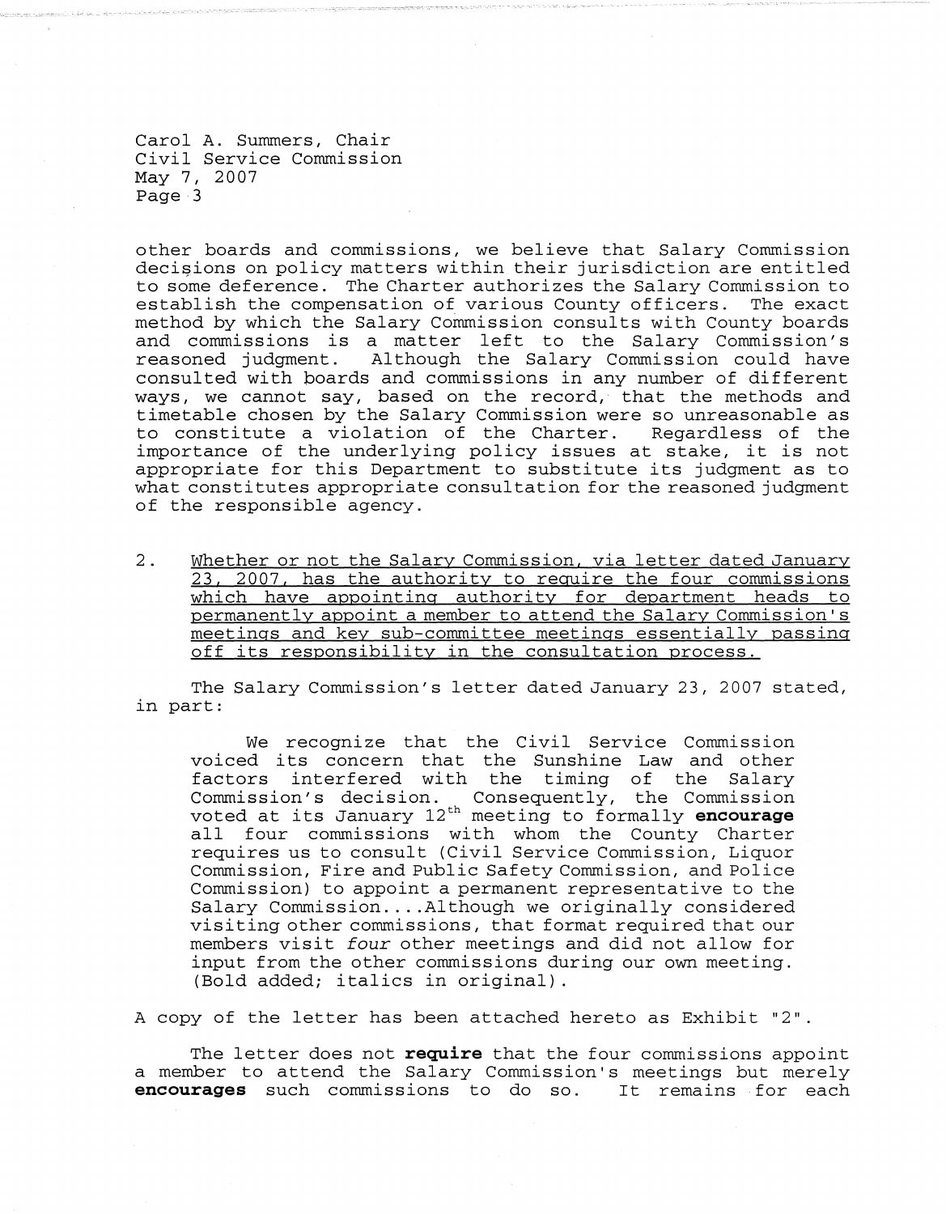other boards and commissions, we believe that Salary Commission decisions on policy matters within their jurisdiction are entitled to some deference. The Charter authorizes the Salary Commission to establish the compensation of various County officers. The exact method by which the Salary Commission consults with County boards and commissions is a matter left to the Salary Commission's reasoned judgment. Although the Salary Commission could have consulted with boards and commissions in any number of different ways, we cannot say, based on the record, that the methods and timetable chosen by the Salary Commission were so unreasonable as to constitute a violation of the Charter. Regardless of the importance of the underlying policy issues at stake, it is not appropriate for this Department to substitute its judgment as to what constitutes appropriate consultation for the reasoned judgment of the responsible agency.

2. Whether or not the Salary Commission, via letter dated January 23, 2007, has the authority to require the four commissions which have appointing authority for department heads to permanently appoint a member to attend the Salary Commission's meetings and key sub-committee meetings essentially passing off its responsibility in the consultation process.

The Salary Commission's letter dated January 23, 2007 stated, in part:

> We recognize that the Civil Service Commission voiced its concern that the Sunshine Law and other factors interfered with the timing of the Salary Commission's decision. Consequently, the Commission voted at its January 12th meeting to formally **encourage** all four commissions with whom the County Charter requires us to consult (Civil Service Commission, Liquor Commission, Fire and Public Safety Commission, and Police Commission) to appoint a permanent representative to the Salary Commission....Although we originally considered visiting other commissions, that format required that our members visit *four* other meetings and did not allow for input from the other commissions during our own meeting. (Bold added; italics in original).

A copy of the letter has been attached hereto as Exhibit "2".

The letter does not **require** that the four commissions appoint a member to attend the Salary Commission's meetings but merely **encourages** such commissions to do so. It remains for each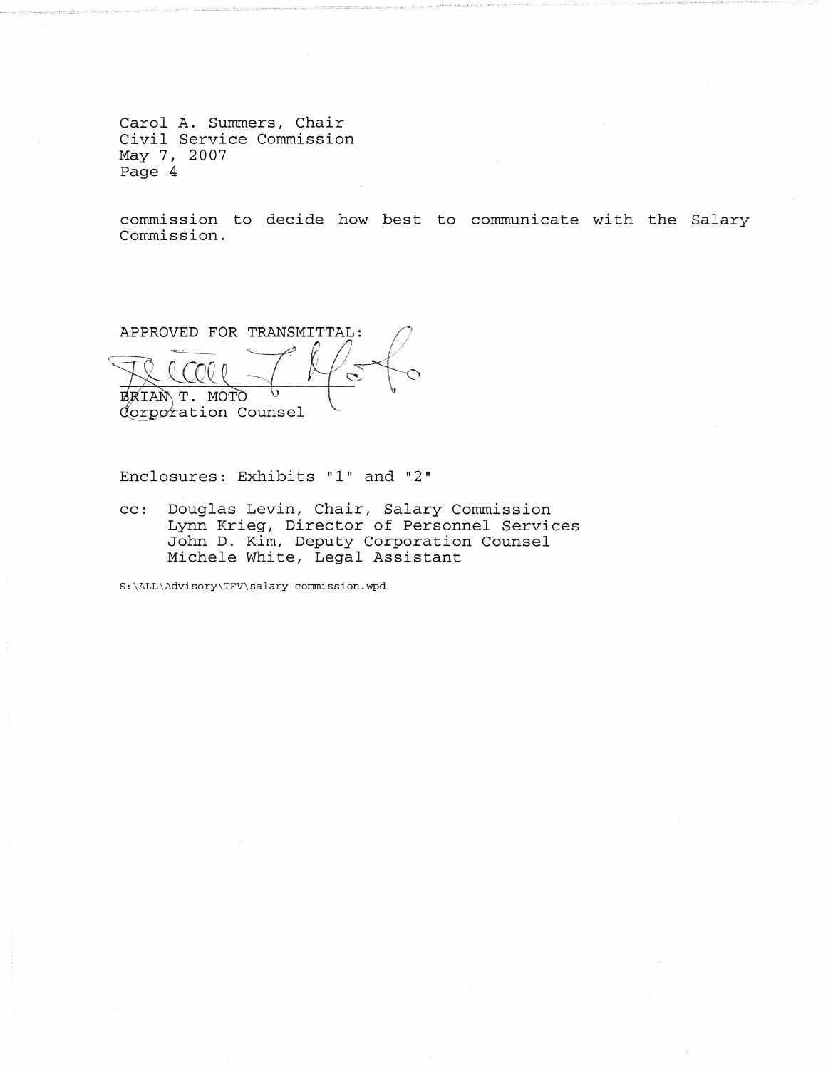commission to decide how best to communicate with the Salary Commission.

APPROVED FOR TRANSMITTAL:

BRIAN T. MOTO
Corporation Counsel

Enclosures: Exhibits "1" and "2"

cc: Douglas Levin, Chair, Salary Commission
Lynn Krieg, Director of Personnel Services
John D. Kim, Deputy Corporation Counsel
Michele White, Legal Assistant

S:\ALL\Advisory\TFV\salary commission.wpd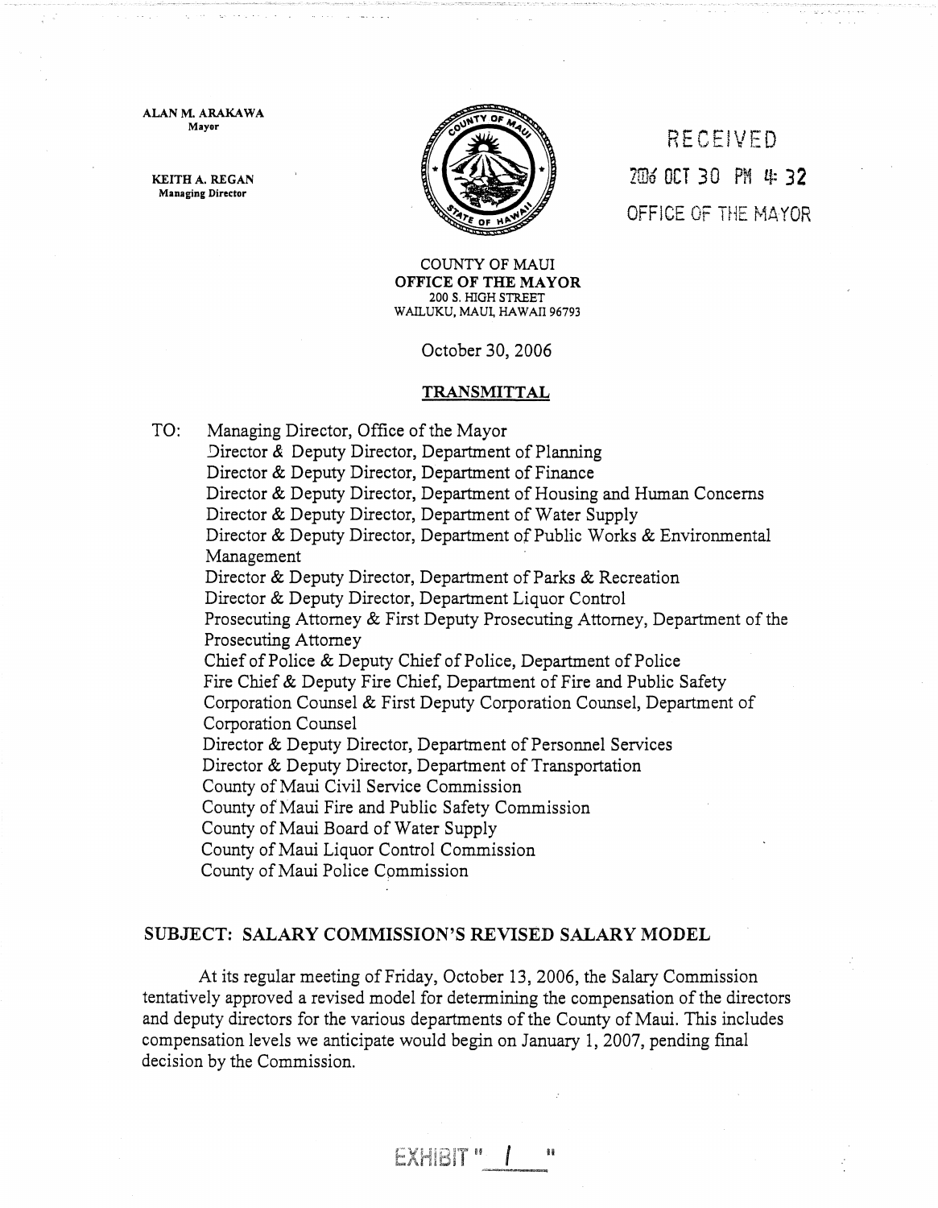ALAN M. ARAKAWA
Mayor

KEITH A. REGAN
Managing Director

RECEIVED
2006 OCT 30 PM 4: 32
OFFICE OF THE MAYOR

COUNTY OF MAUI
**OFFICE OF THE MAYOR**
200 S. HIGH STREET
WAILUKU, MAUI, HAWAII 96793

October 30, 2006

**TRANSMITTAL**

TO: Managing Director, Office of the Mayor
Director & Deputy Director, Department of Planning
Director & Deputy Director, Department of Finance
Director & Deputy Director, Department of Housing and Human Concerns
Director & Deputy Director, Department of Water Supply
Director & Deputy Director, Department of Public Works & Environmental Management
Director & Deputy Director, Department of Parks & Recreation
Director & Deputy Director, Department Liquor Control
Prosecuting Attorney & First Deputy Prosecuting Attorney, Department of the Prosecuting Attorney
Chief of Police & Deputy Chief of Police, Department of Police
Fire Chief & Deputy Fire Chief, Department of Fire and Public Safety
Corporation Counsel & First Deputy Corporation Counsel, Department of Corporation Counsel
Director & Deputy Director, Department of Personnel Services
Director & Deputy Director, Department of Transportation
County of Maui Civil Service Commission
County of Maui Fire and Public Safety Commission
County of Maui Board of Water Supply
County of Maui Liquor Control Commission
County of Maui Police Commission

**SUBJECT: SALARY COMMISSION'S REVISED SALARY MODEL**

At its regular meeting of Friday, October 13, 2006, the Salary Commission tentatively approved a revised model for determining the compensation of the directors and deputy directors for the various departments of the County of Maui. This includes compensation levels we anticipate would begin on January 1, 2007, pending final decision by the Commission.

EXHIBIT " 1 "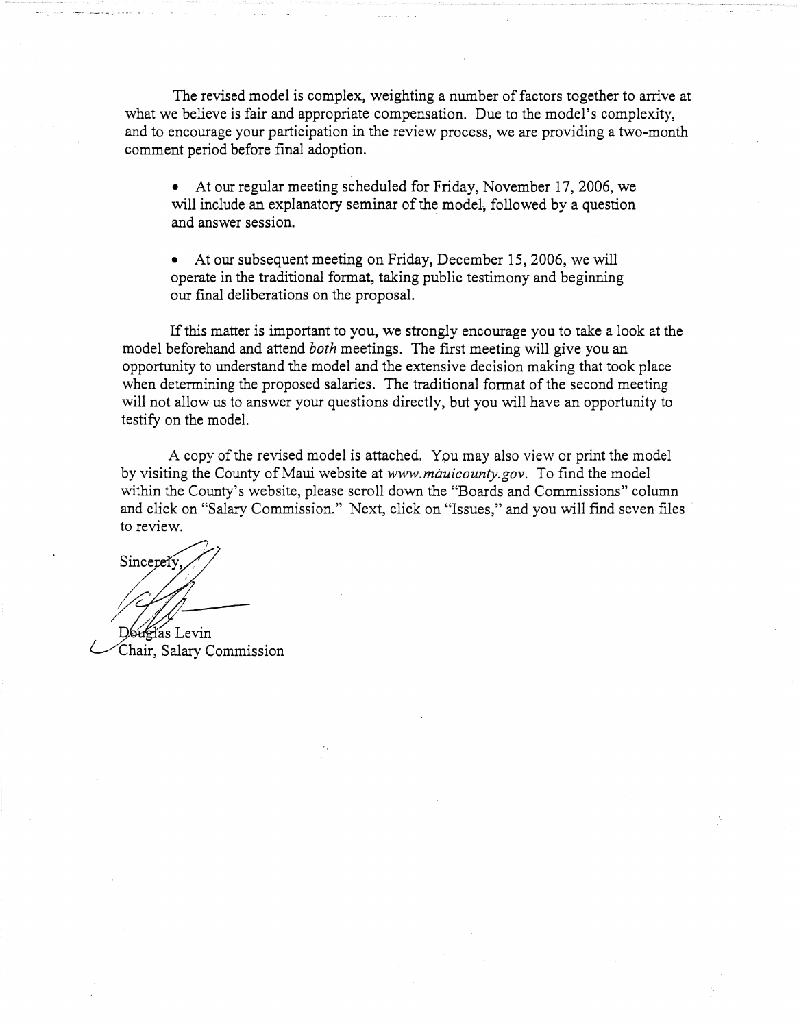The revised model is complex, weighting a number of factors together to arrive at what we believe is fair and appropriate compensation. Due to the model's complexity, and to encourage your participation in the review process, we are providing a two-month comment period before final adoption.

- At our regular meeting scheduled for Friday, November 17, 2006, we will include an explanatory seminar of the model, followed by a question and answer session.

- At our subsequent meeting on Friday, December 15, 2006, we will operate in the traditional format, taking public testimony and beginning our final deliberations on the proposal.

If this matter is important to you, we strongly encourage you to take a look at the model beforehand and attend *both* meetings. The first meeting will give you an opportunity to understand the model and the extensive decision making that took place when determining the proposed salaries. The traditional format of the second meeting will not allow us to answer your questions directly, but you will have an opportunity to testify on the model.

A copy of the revised model is attached. You may also view or print the model by visiting the County of Maui website at *www.mauicounty.gov*. To find the model within the County's website, please scroll down the "Boards and Commissions" column and click on "Salary Commission." Next, click on "Issues," and you will find seven files to review.

Sincerely,

Douglas Levin
Chair, Salary Commission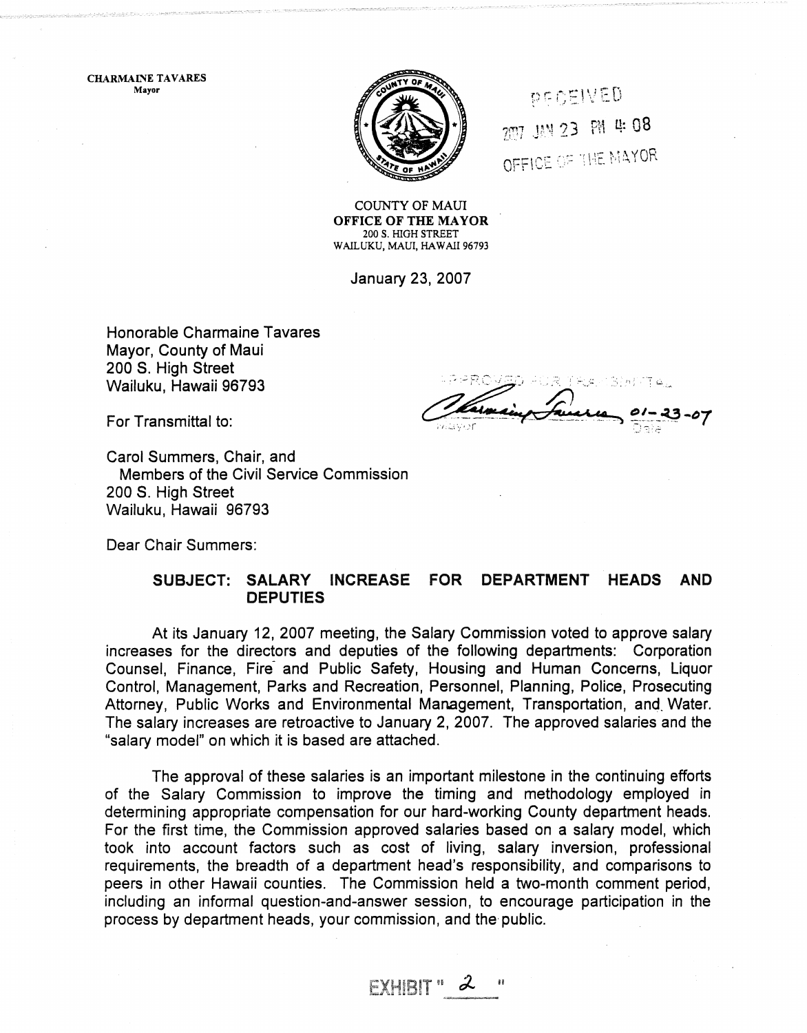CHARMAINE TAVARES
Mayor

RECEIVED
2007 JAN 23 PM 4:08
OFFICE OF THE MAYOR

COUNTY OF MAUI
**OFFICE OF THE MAYOR**
200 S. HIGH STREET
WAILUKU, MAUI, HAWAII 96793

January 23, 2007

Honorable Charmaine Tavares
Mayor, County of Maui
200 S. High Street
Wailuku, Hawaii 96793

APPROVED FOR TRANSMITTAL

Charmaine Tavares 01-23-07
Mayor Date

For Transmittal to:

Carol Summers, Chair, and
Members of the Civil Service Commission
200 S. High Street
Wailuku, Hawaii 96793

Dear Chair Summers:

**SUBJECT: SALARY INCREASE FOR DEPARTMENT HEADS AND DEPUTIES**

At its January 12, 2007 meeting, the Salary Commission voted to approve salary increases for the directors and deputies of the following departments: Corporation Counsel, Finance, Fire and Public Safety, Housing and Human Concerns, Liquor Control, Management, Parks and Recreation, Personnel, Planning, Police, Prosecuting Attorney, Public Works and Environmental Management, Transportation, and Water. The salary increases are retroactive to January 2, 2007. The approved salaries and the "salary model" on which it is based are attached.

The approval of these salaries is an important milestone in the continuing efforts of the Salary Commission to improve the timing and methodology employed in determining appropriate compensation for our hard-working County department heads. For the first time, the Commission approved salaries based on a salary model, which took into account factors such as cost of living, salary inversion, professional requirements, the breadth of a department head's responsibility, and comparisons to peers in other Hawaii counties. The Commission held a two-month comment period, including an informal question-and-answer session, to encourage participation in the process by department heads, your commission, and the public.

EXHIBIT " 2 "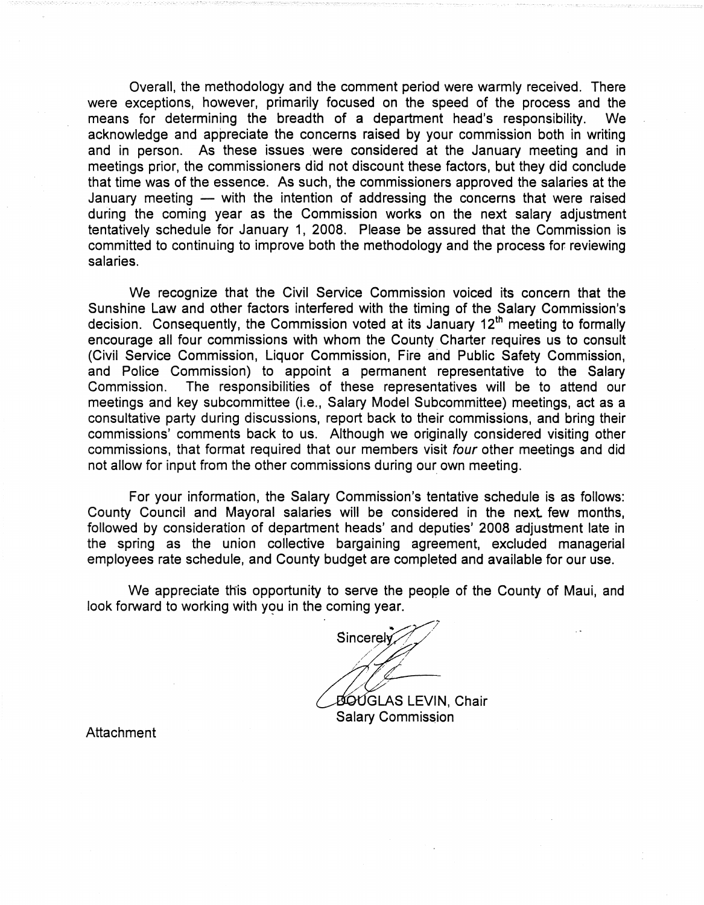Overall, the methodology and the comment period were warmly received. There were exceptions, however, primarily focused on the speed of the process and the means for determining the breadth of a department head's responsibility. We acknowledge and appreciate the concerns raised by your commission both in writing and in person. As these issues were considered at the January meeting and in meetings prior, the commissioners did not discount these factors, but they did conclude that time was of the essence. As such, the commissioners approved the salaries at the January meeting — with the intention of addressing the concerns that were raised during the coming year as the Commission works on the next salary adjustment tentatively schedule for January 1, 2008. Please be assured that the Commission is committed to continuing to improve both the methodology and the process for reviewing salaries.

We recognize that the Civil Service Commission voiced its concern that the Sunshine Law and other factors interfered with the timing of the Salary Commission's decision. Consequently, the Commission voted at its January 12th meeting to formally encourage all four commissions with whom the County Charter requires us to consult (Civil Service Commission, Liquor Commission, Fire and Public Safety Commission, and Police Commission) to appoint a permanent representative to the Salary Commission. The responsibilities of these representatives will be to attend our meetings and key subcommittee (i.e., Salary Model Subcommittee) meetings, act as a consultative party during discussions, report back to their commissions, and bring their commissions' comments back to us. Although we originally considered visiting other commissions, that format required that our members visit *four* other meetings and did not allow for input from the other commissions during our own meeting.

For your information, the Salary Commission's tentative schedule is as follows: County Council and Mayoral salaries will be considered in the next few months, followed by consideration of department heads' and deputies' 2008 adjustment late in the spring as the union collective bargaining agreement, excluded managerial employees rate schedule, and County budget are completed and available for our use.

We appreciate this opportunity to serve the people of the County of Maui, and look forward to working with you in the coming year.

Sincerely,

DOUGLAS LEVIN, Chair
Salary Commission

Attachment